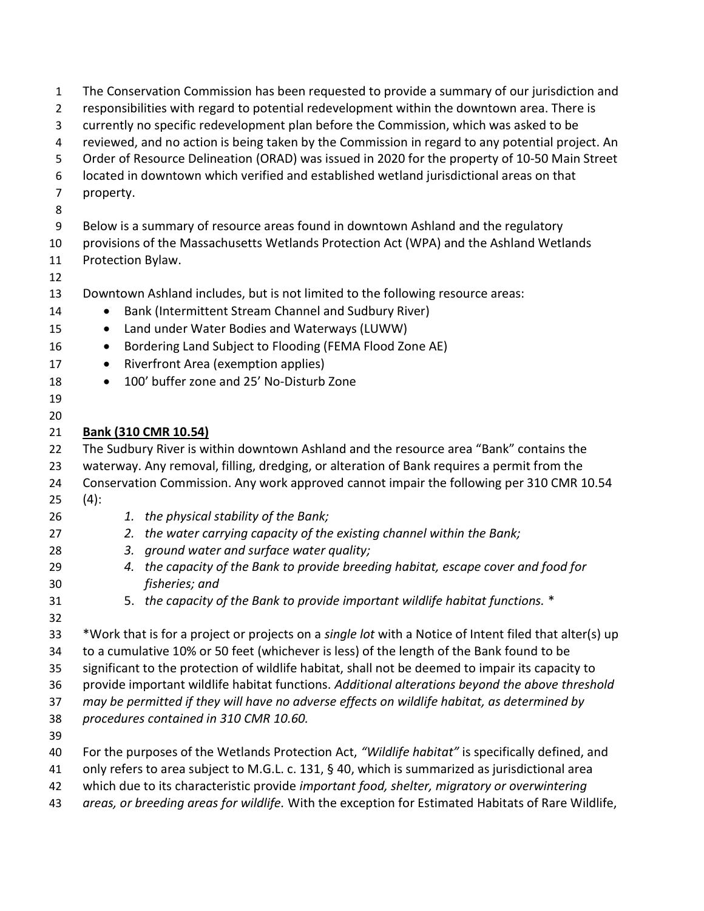The Conservation Commission has been requested to provide a summary of our jurisdiction and responsibilities with regard to potential redevelopment within the downtown area. There is currently no specific redevelopment plan before the Commission, which was asked to be reviewed, and no action is being taken by the Commission in regard to any potential project. An Order of Resource Delineation (ORAD) was issued in 2020 for the property of 10-50 Main Street located in downtown which verified and established wetland jurisdictional areas on that property.

Below is a summary of resource areas found in downtown Ashland and the regulatory provisions of the Massachusetts Wetlands Protection Act (WPA) and the Ashland Wetlands Protection Bylaw.

Downtown Ashland includes, but is not limited to the following resource areas:

- Bank (Intermittent Stream Channel and Sudbury River)
- Land under Water Bodies and Waterways (LUWW)
- Bordering Land Subject to Flooding (FEMA Flood Zone AE)
- Riverfront Area (exemption applies)
- 100' buffer zone and 25' No-Disturb Zone

**Bank (310 CMR 10.54)**

The Sudbury River is within downtown Ashland and the resource area "Bank" contains the waterway. Any removal, filling, dredging, or alteration of Bank requires a permit from the Conservation Commission. Any work approved cannot impair the following per 310 CMR 10.54 (4):

1. *the physical stability of the Bank;*
2. *the water carrying capacity of the existing channel within the Bank;*
3. *ground water and surface water quality;*
4. *the capacity of the Bank to provide breeding habitat, escape cover and food for fisheries; and*
5. *the capacity of the Bank to provide important wildlife habitat functions.* *

*Work that is for a project or projects on a *single lot* with a Notice of Intent filed that alter(s) up to a cumulative 10% or 50 feet (whichever is less) of the length of the Bank found to be significant to the protection of wildlife habitat, shall not be deemed to impair its capacity to provide important wildlife habitat functions. *Additional alterations beyond the above threshold may be permitted if they will have no adverse effects on wildlife habitat, as determined by procedures contained in 310 CMR 10.60.*

For the purposes of the Wetlands Protection Act, *"Wildlife habitat"* is specifically defined, and only refers to area subject to M.G.L. c. 131, § 40, which is summarized as jurisdictional area which due to its characteristic provide *important food, shelter, migratory or overwintering areas, or breeding areas for wildlife.* With the exception for Estimated Habitats of Rare Wildlife,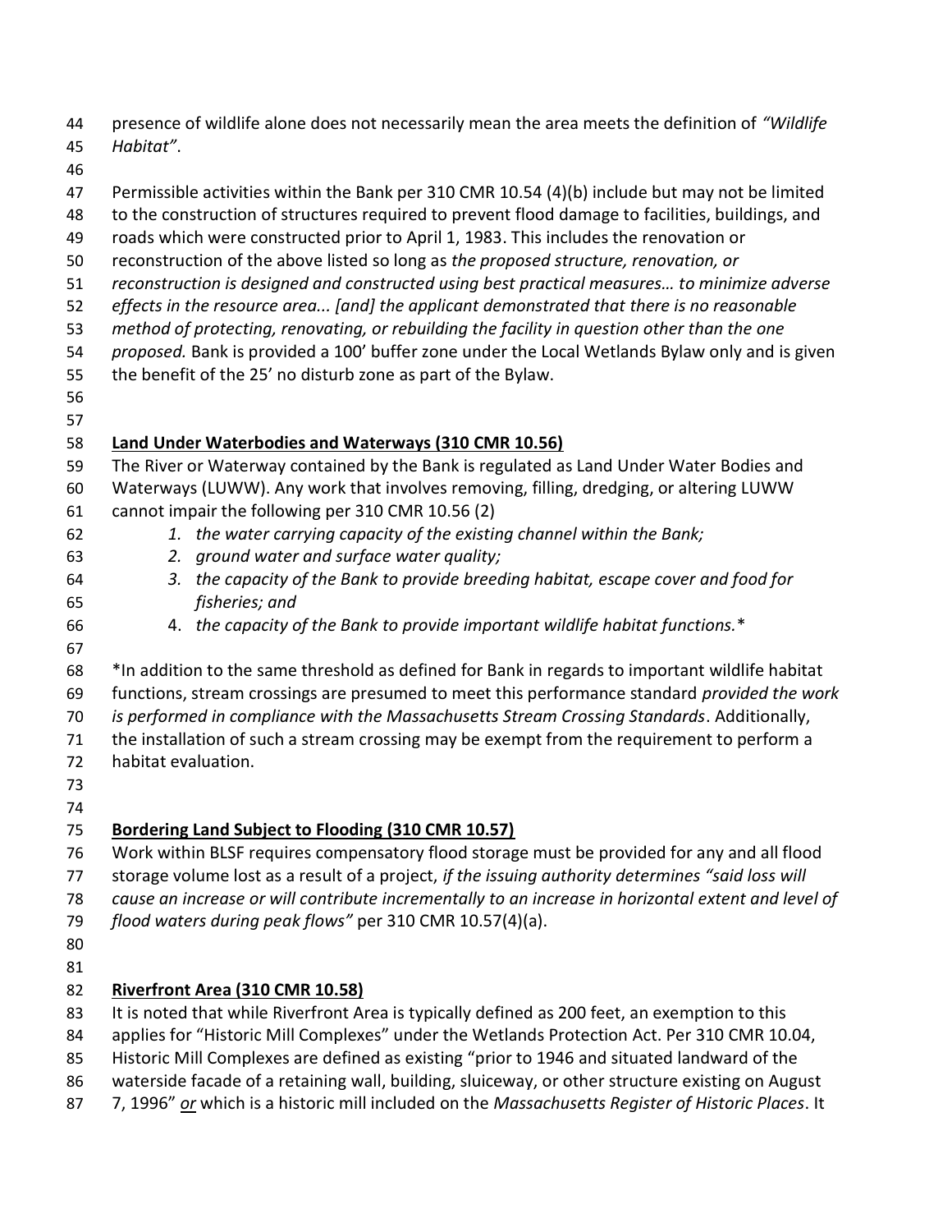presence of wildlife alone does not necessarily mean the area meets the definition of *"Wildlife Habitat"*.

Permissible activities within the Bank per 310 CMR 10.54 (4)(b) include but may not be limited to the construction of structures required to prevent flood damage to facilities, buildings, and roads which were constructed prior to April 1, 1983. This includes the renovation or reconstruction of the above listed so long as *the proposed structure, renovation, or reconstruction is designed and constructed using best practical measures… to minimize adverse effects in the resource area... [and] the applicant demonstrated that there is no reasonable method of protecting, renovating, or rebuilding the facility in question other than the one proposed.* Bank is provided a 100' buffer zone under the Local Wetlands Bylaw only and is given the benefit of the 25' no disturb zone as part of the Bylaw.

**Land Under Waterbodies and Waterways (310 CMR 10.56)**

The River or Waterway contained by the Bank is regulated as Land Under Water Bodies and Waterways (LUWW). Any work that involves removing, filling, dredging, or altering LUWW cannot impair the following per 310 CMR 10.56 (2)

1. *the water carrying capacity of the existing channel within the Bank;*
2. *ground water and surface water quality;*
3. *the capacity of the Bank to provide breeding habitat, escape cover and food for fisheries; and*
4. *the capacity of the Bank to provide important wildlife habitat functions.*\*

\*In addition to the same threshold as defined for Bank in regards to important wildlife habitat functions, stream crossings are presumed to meet this performance standard *provided the work is performed in compliance with the Massachusetts Stream Crossing Standards*. Additionally, the installation of such a stream crossing may be exempt from the requirement to perform a habitat evaluation.

**Bordering Land Subject to Flooding (310 CMR 10.57)**

Work within BLSF requires compensatory flood storage must be provided for any and all flood storage volume lost as a result of a project, *if the issuing authority determines "said loss will cause an increase or will contribute incrementally to an increase in horizontal extent and level of flood waters during peak flows"* per 310 CMR 10.57(4)(a).

**Riverfront Area (310 CMR 10.58)**

It is noted that while Riverfront Area is typically defined as 200 feet, an exemption to this applies for "Historic Mill Complexes" under the Wetlands Protection Act. Per 310 CMR 10.04, Historic Mill Complexes are defined as existing "prior to 1946 and situated landward of the waterside facade of a retaining wall, building, sluiceway, or other structure existing on August 7, 1996" *or* which is a historic mill included on the *Massachusetts Register of Historic Places*. It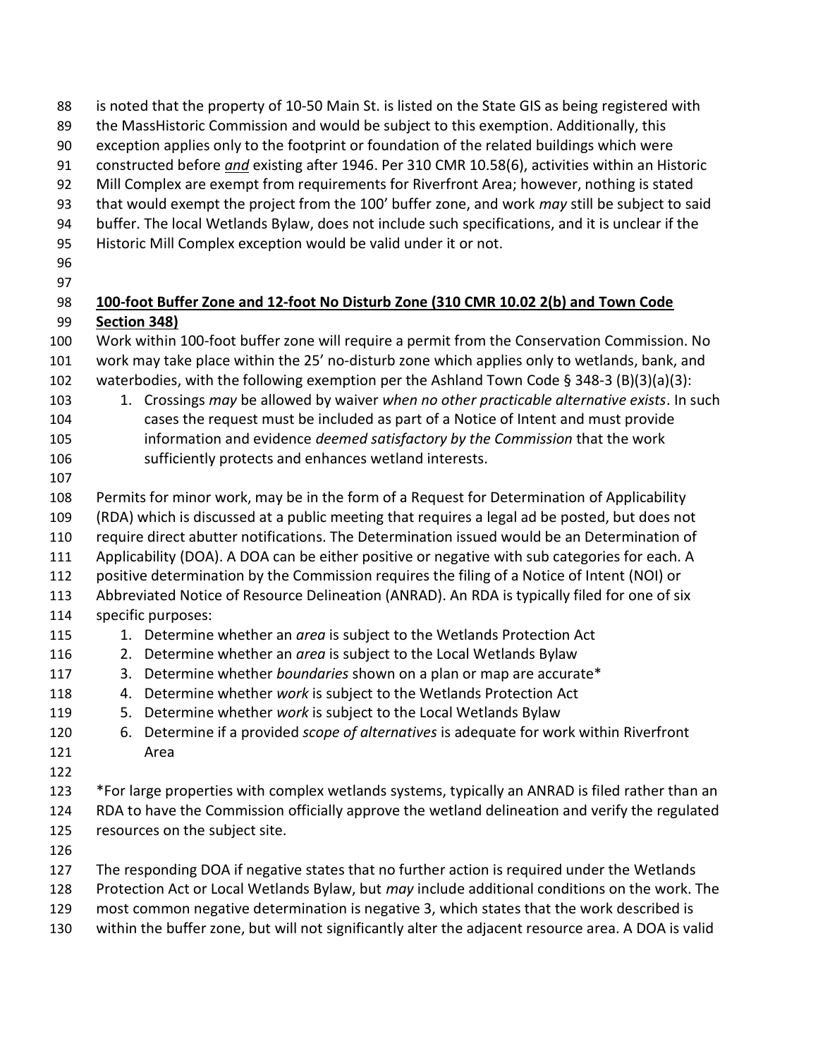is noted that the property of 10-50 Main St. is listed on the State GIS as being registered with the MassHistoric Commission and would be subject to this exemption. Additionally, this exception applies only to the footprint or foundation of the related buildings which were constructed before *and* existing after 1946. Per 310 CMR 10.58(6), activities within an Historic Mill Complex are exempt from requirements for Riverfront Area; however, nothing is stated that would exempt the project from the 100' buffer zone, and work *may* still be subject to said buffer. The local Wetlands Bylaw, does not include such specifications, and it is unclear if the Historic Mill Complex exception would be valid under it or not.

**100-foot Buffer Zone and 12-foot No Disturb Zone (310 CMR 10.02 2(b) and Town Code Section 348)**

Work within 100-foot buffer zone will require a permit from the Conservation Commission. No work may take place within the 25' no-disturb zone which applies only to wetlands, bank, and waterbodies, with the following exemption per the Ashland Town Code § 348-3 (B)(3)(a)(3):

1. Crossings *may* be allowed by waiver *when no other practicable alternative exists*. In such cases the request must be included as part of a Notice of Intent and must provide information and evidence *deemed satisfactory by the Commission* that the work sufficiently protects and enhances wetland interests.

Permits for minor work, may be in the form of a Request for Determination of Applicability (RDA) which is discussed at a public meeting that requires a legal ad be posted, but does not require direct abutter notifications. The Determination issued would be an Determination of Applicability (DOA). A DOA can be either positive or negative with sub categories for each. A positive determination by the Commission requires the filing of a Notice of Intent (NOI) or Abbreviated Notice of Resource Delineation (ANRAD). An RDA is typically filed for one of six specific purposes:

1. Determine whether an *area* is subject to the Wetlands Protection Act
2. Determine whether an *area* is subject to the Local Wetlands Bylaw
3. Determine whether *boundaries* shown on a plan or map are accurate*
4. Determine whether *work* is subject to the Wetlands Protection Act
5. Determine whether *work* is subject to the Local Wetlands Bylaw
6. Determine if a provided *scope of alternatives* is adequate for work within Riverfront Area

*For large properties with complex wetlands systems, typically an ANRAD is filed rather than an RDA to have the Commission officially approve the wetland delineation and verify the regulated resources on the subject site.

The responding DOA if negative states that no further action is required under the Wetlands Protection Act or Local Wetlands Bylaw, but *may* include additional conditions on the work. The most common negative determination is negative 3, which states that the work described is within the buffer zone, but will not significantly alter the adjacent resource area. A DOA is valid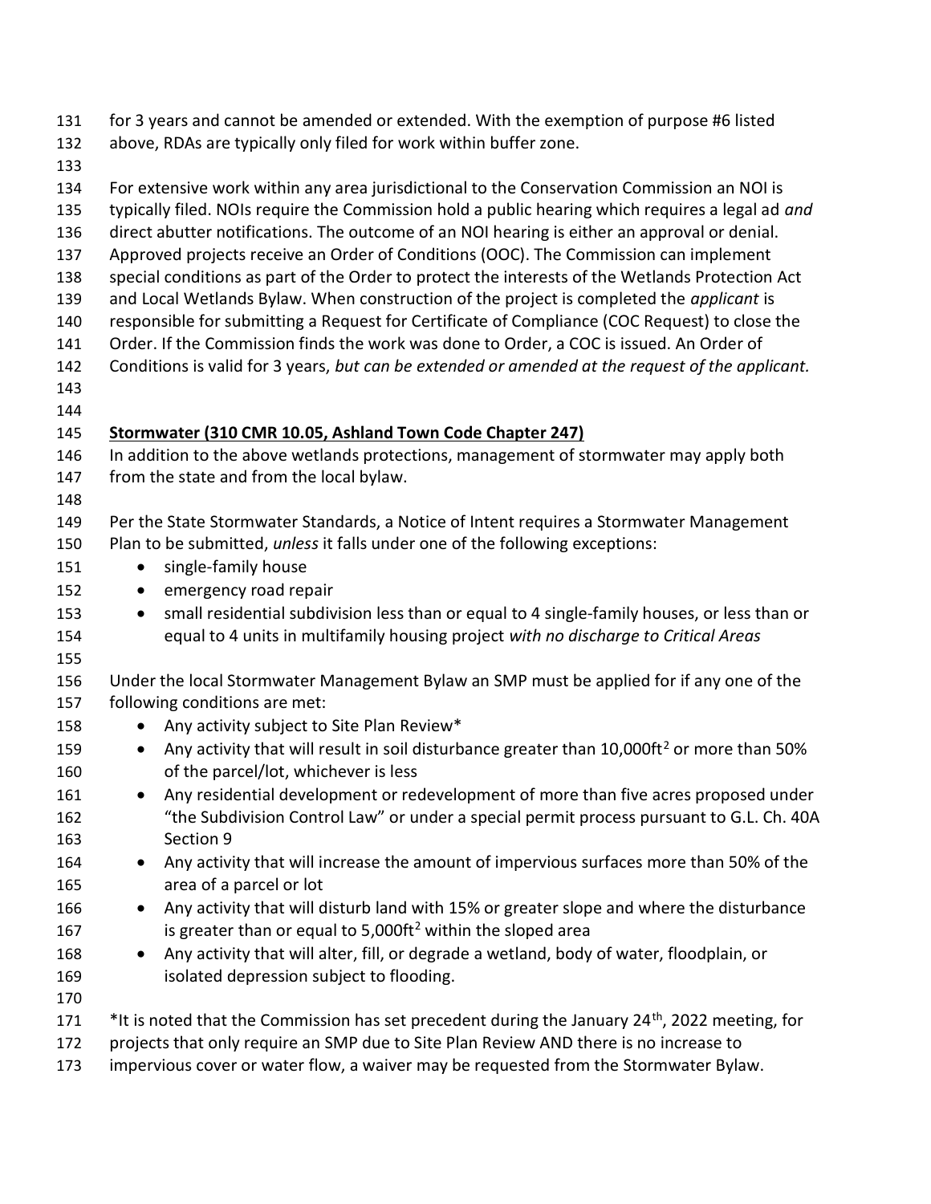for 3 years and cannot be amended or extended. With the exemption of purpose #6 listed above, RDAs are typically only filed for work within buffer zone.

For extensive work within any area jurisdictional to the Conservation Commission an NOI is typically filed. NOIs require the Commission hold a public hearing which requires a legal ad *and* direct abutter notifications. The outcome of an NOI hearing is either an approval or denial. Approved projects receive an Order of Conditions (OOC). The Commission can implement special conditions as part of the Order to protect the interests of the Wetlands Protection Act and Local Wetlands Bylaw. When construction of the project is completed the *applicant* is responsible for submitting a Request for Certificate of Compliance (COC Request) to close the Order. If the Commission finds the work was done to Order, a COC is issued. An Order of Conditions is valid for 3 years, *but can be extended or amended at the request of the applicant.*

**Stormwater (310 CMR 10.05, Ashland Town Code Chapter 247)**

In addition to the above wetlands protections, management of stormwater may apply both from the state and from the local bylaw.

Per the State Stormwater Standards, a Notice of Intent requires a Stormwater Management Plan to be submitted, *unless* it falls under one of the following exceptions:

- single-family house
- emergency road repair
- small residential subdivision less than or equal to 4 single-family houses, or less than or equal to 4 units in multifamily housing project *with no discharge to Critical Areas*

Under the local Stormwater Management Bylaw an SMP must be applied for if any one of the following conditions are met:

- Any activity subject to Site Plan Review*
- Any activity that will result in soil disturbance greater than 10,000ft$^2$ or more than 50% of the parcel/lot, whichever is less
- Any residential development or redevelopment of more than five acres proposed under "the Subdivision Control Law" or under a special permit process pursuant to G.L. Ch. 40A Section 9
- Any activity that will increase the amount of impervious surfaces more than 50% of the area of a parcel or lot
- Any activity that will disturb land with 15% or greater slope and where the disturbance is greater than or equal to 5,000ft$^2$ within the sloped area
- Any activity that will alter, fill, or degrade a wetland, body of water, floodplain, or isolated depression subject to flooding.

*It is noted that the Commission has set precedent during the January 24th, 2022 meeting, for projects that only require an SMP due to Site Plan Review AND there is no increase to impervious cover or water flow, a waiver may be requested from the Stormwater Bylaw.